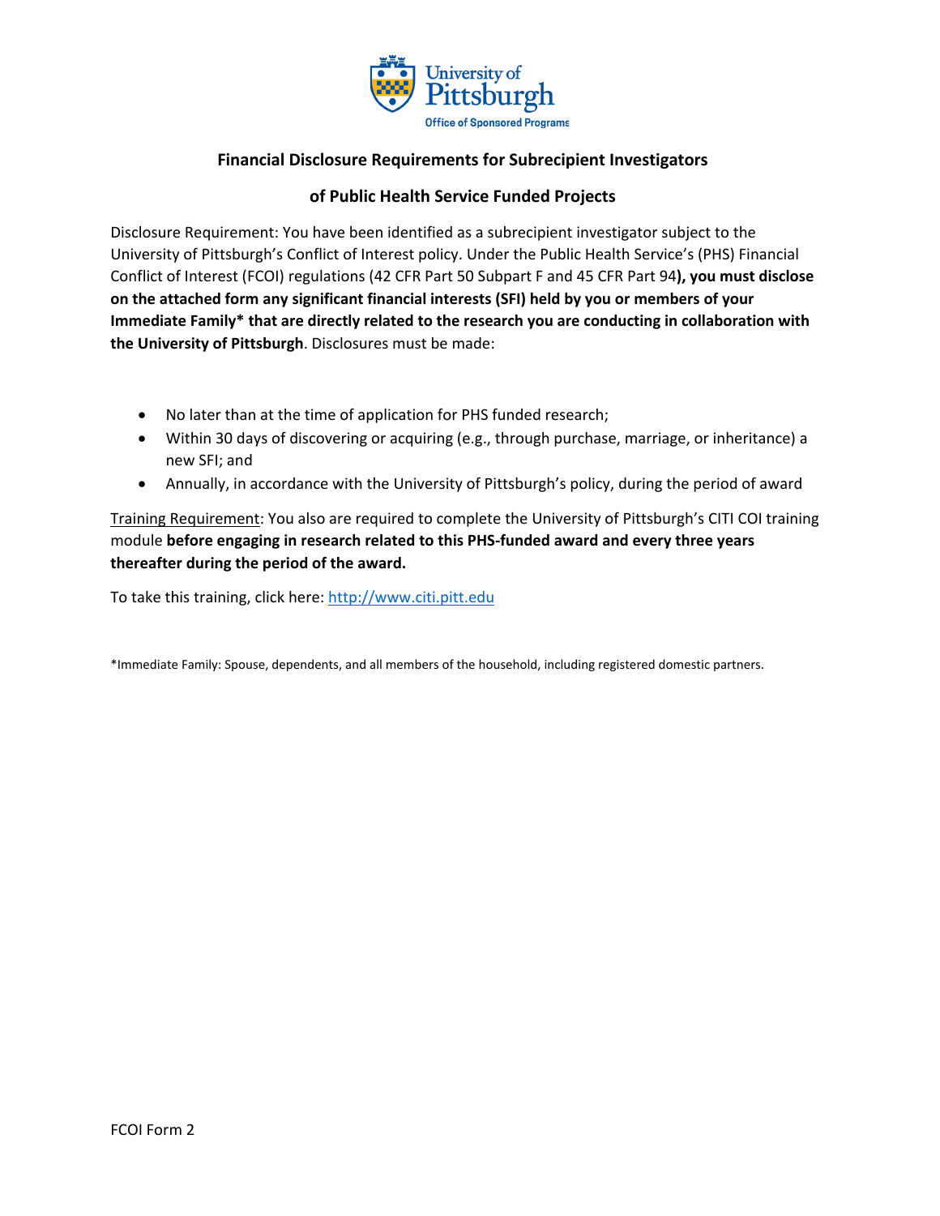University of Pittsburgh

Office of Sponsored Programs

## Financial Disclosure Requirements for Subrecipient Investigators

## of Public Health Service Funded Projects

Disclosure Requirement: You have been identified as a subrecipient investigator subject to the University of Pittsburgh's Conflict of Interest policy. Under the Public Health Service's (PHS) Financial Conflict of Interest (FCOI) regulations (42 CFR Part 50 Subpart F and 45 CFR Part 94**), you must disclose on the attached form any significant financial interests (SFI) held by you or members of your Immediate Family* that are directly related to the research you are conducting in collaboration with the University of Pittsburgh**. Disclosures must be made:

- No later than at the time of application for PHS funded research;
- Within 30 days of discovering or acquiring (e.g., through purchase, marriage, or inheritance) a new SFI; and
- Annually, in accordance with the University of Pittsburgh's policy, during the period of award

Training Requirement: You also are required to complete the University of Pittsburgh's CITI COI training module **before engaging in research related to this PHS-funded award and every three years thereafter during the period of the award.**

To take this training, click here: http://www.citi.pitt.edu

*Immediate Family: Spouse, dependents, and all members of the household, including registered domestic partners.

FCOI Form 2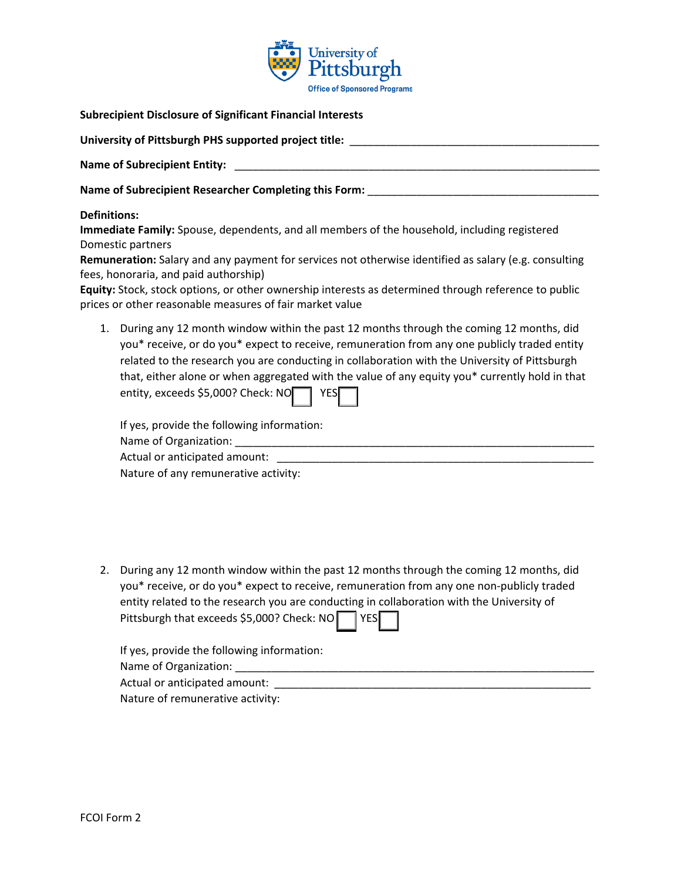University of Pittsburgh
Office of Sponsored Programs

**Subrecipient Disclosure of Significant Financial Interests**

**University of Pittsburgh PHS supported project title:** ___________________________________________

**Name of Subrecipient Entity:** ________________________________________________________________

**Name of Subrecipient Researcher Completing this Form:** ________________________________________

**Definitions:**
**Immediate Family:** Spouse, dependents, and all members of the household, including registered Domestic partners
**Remuneration:** Salary and any payment for services not otherwise identified as salary (e.g. consulting fees, honoraria, and paid authorship)
**Equity:** Stock, stock options, or other ownership interests as determined through reference to public prices or other reasonable measures of fair market value

1. During any 12 month window within the past 12 months through the coming 12 months, did you* receive, or do you* expect to receive, remuneration from any one publicly traded entity related to the research you are conducting in collaboration with the University of Pittsburgh that, either alone or when aggregated with the value of any equity you* currently hold in that entity, exceeds $5,000? Check: NO ☐ YES ☐

   If yes, provide the following information:
   Name of Organization: ________________________________________________________________
   Actual or anticipated amount: ________________________________________________________
   Nature of any remunerative activity:

2. During any 12 month window within the past 12 months through the coming 12 months, did you* receive, or do you* expect to receive, remuneration from any one non-publicly traded entity related to the research you are conducting in collaboration with the University of Pittsburgh that exceeds $5,000? Check: NO ☐ YES ☐

   If yes, provide the following information:
   Name of Organization: ________________________________________________________________
   Actual or anticipated amount: ________________________________________________________
   Nature of remunerative activity:

FCOI Form 2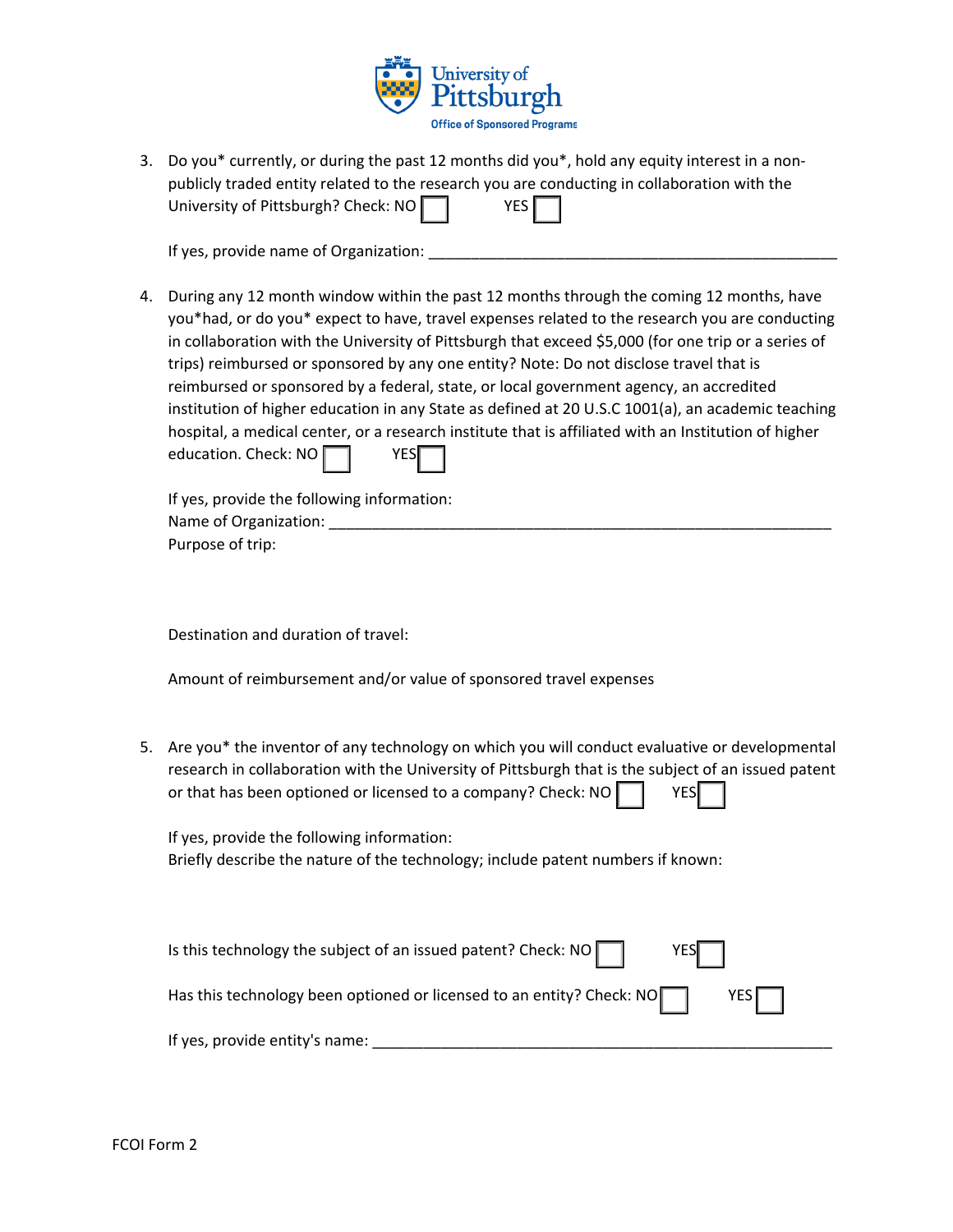3. Do you* currently, or during the past 12 months did you*, hold any equity interest in a non-publicly traded entity related to the research you are conducting in collaboration with the University of Pittsburgh? Check: NO ☐ YES ☐

   If yes, provide name of Organization: ______________________________________________

4. During any 12 month window within the past 12 months through the coming 12 months, have you*had, or do you* expect to have, travel expenses related to the research you are conducting in collaboration with the University of Pittsburgh that exceed $5,000 (for one trip or a series of trips) reimbursed or sponsored by any one entity? Note: Do not disclose travel that is reimbursed or sponsored by a federal, state, or local government agency, an accredited institution of higher education in any State as defined at 20 U.S.C 1001(a), an academic teaching hospital, a medical center, or a research institute that is affiliated with an Institution of higher education. Check: NO ☐ YES ☐

   If yes, provide the following information:
   Name of Organization: ______________________________________________
   Purpose of trip:

   Destination and duration of travel:

   Amount of reimbursement and/or value of sponsored travel expenses

5. Are you* the inventor of any technology on which you will conduct evaluative or developmental research in collaboration with the University of Pittsburgh that is the subject of an issued patent or that has been optioned or licensed to a company? Check: NO ☐ YES ☐

   If yes, provide the following information:
   Briefly describe the nature of the technology; include patent numbers if known:

   Is this technology the subject of an issued patent? Check: NO ☐ YES ☐

   Has this technology been optioned or licensed to an entity? Check: NO ☐ YES ☐

   If yes, provide entity's name: ______________________________________________

FCOI Form 2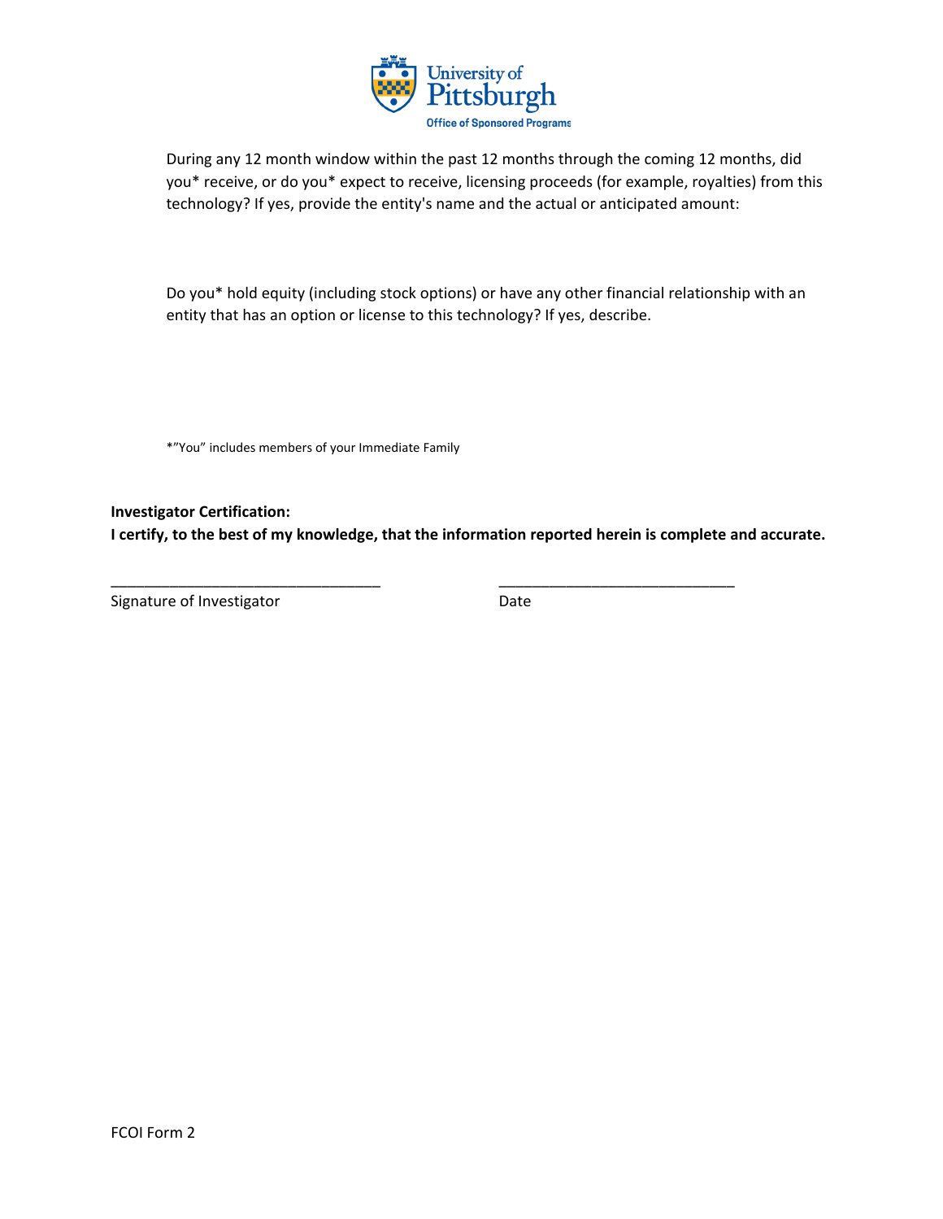During any 12 month window within the past 12 months through the coming 12 months, did you* receive, or do you* expect to receive, licensing proceeds (for example, royalties) from this technology? If yes, provide the entity's name and the actual or anticipated amount:

Do you* hold equity (including stock options) or have any other financial relationship with an entity that has an option or license to this technology? If yes, describe.

*"You" includes members of your Immediate Family

**Investigator Certification:**

**I certify, to the best of my knowledge, that the information reported herein is complete and accurate.**

________________________________ ____________________________

Signature of Investigator Date

FCOI Form 2